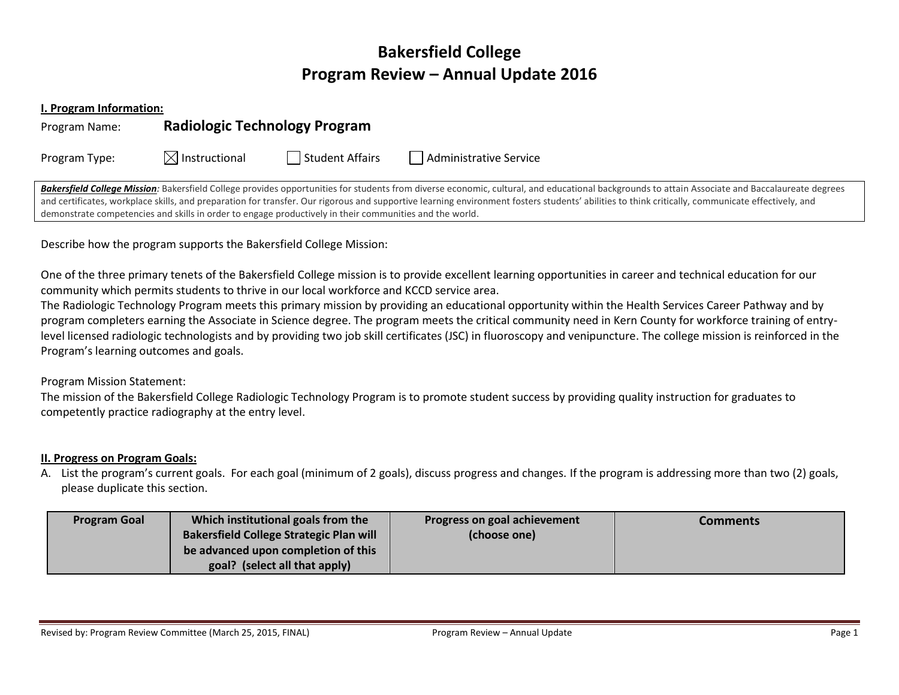# Bakersfield College
# Program Review – Annual Update 2016

**I. Program Information:**

Program Name: **Radiologic Technology Program**

Program Type: ☒ Instructional ☐ Student Affairs ☐ Administrative Service

***Bakersfield College Mission****:* Bakersfield College provides opportunities for students from diverse economic, cultural, and educational backgrounds to attain Associate and Baccalaureate degrees and certificates, workplace skills, and preparation for transfer. Our rigorous and supportive learning environment fosters students' abilities to think critically, communicate effectively, and demonstrate competencies and skills in order to engage productively in their communities and the world.

Describe how the program supports the Bakersfield College Mission:

One of the three primary tenets of the Bakersfield College mission is to provide excellent learning opportunities in career and technical education for our community which permits students to thrive in our local workforce and KCCD service area.
The Radiologic Technology Program meets this primary mission by providing an educational opportunity within the Health Services Career Pathway and by program completers earning the Associate in Science degree. The program meets the critical community need in Kern County for workforce training of entry-level licensed radiologic technologists and by providing two job skill certificates (JSC) in fluoroscopy and venipuncture. The college mission is reinforced in the Program's learning outcomes and goals.

Program Mission Statement:
The mission of the Bakersfield College Radiologic Technology Program is to promote student success by providing quality instruction for graduates to competently practice radiography at the entry level.

**II. Progress on Program Goals:**

A. List the program's current goals. For each goal (minimum of 2 goals), discuss progress and changes. If the program is addressing more than two (2) goals, please duplicate this section.

| Program Goal | Which institutional goals from the Bakersfield College Strategic Plan will be advanced upon completion of this goal? (select all that apply) | Progress on goal achievement (choose one) | Comments |
|---|---|---|---|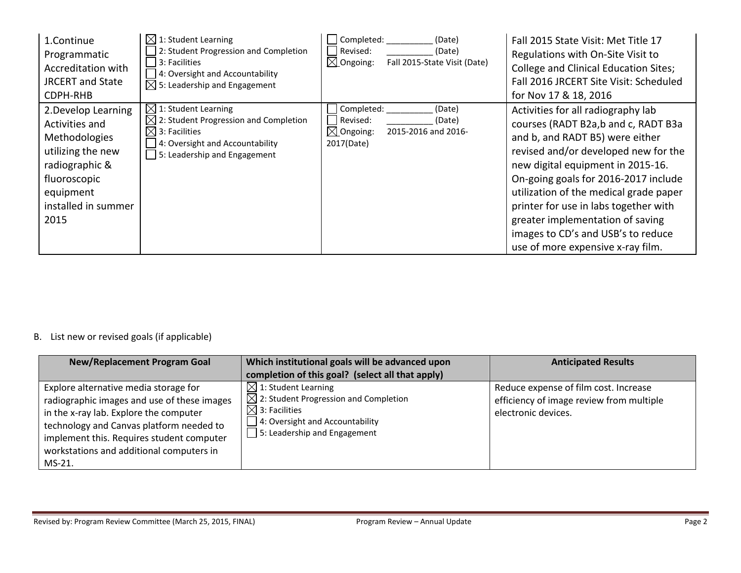| 1.Continue Programmatic Accreditation with JRCERT and State CDPH-RHB | ☒ 1: Student Learning<br>☐ 2: Student Progression and Completion<br>☐ 3: Facilities<br>☐ 4: Oversight and Accountability<br>☒ 5: Leadership and Engagement | ☐ Completed: __________ (Date)<br>☐ Revised: __________ (Date)<br>☒ Ongoing: Fall 2015-State Visit (Date) | Fall 2015 State Visit: Met Title 17 Regulations with On-Site Visit to College and Clinical Education Sites; Fall 2016 JRCERT Site Visit: Scheduled for Nov 17 & 18, 2016 |
|---|---|---|---|
| 2.Develop Learning Activities and Methodologies utilizing the new radiographic & fluoroscopic equipment installed in summer 2015 | ☒ 1: Student Learning<br>☒ 2: Student Progression and Completion<br>☒ 3: Facilities<br>☐ 4: Oversight and Accountability<br>☐ 5: Leadership and Engagement | ☐ Completed: __________ (Date)<br>☐ Revised: __________ (Date)<br>☒ Ongoing: 2015-2016 and 2016-2017(Date) | Activities for all radiography lab courses (RADT B2a,b and c, RADT B3a and b, and RADT B5) were either revised and/or developed new for the new digital equipment in 2015-16. On-going goals for 2016-2017 include utilization of the medical grade paper printer for use in labs together with greater implementation of saving images to CD's and USB's to reduce use of more expensive x-ray film. |

B. List new or revised goals (if applicable)

| New/Replacement Program Goal | Which institutional goals will be advanced upon completion of this goal? (select all that apply) | Anticipated Results |
|---|---|---|
| Explore alternative media storage for radiographic images and use of these images in the x-ray lab. Explore the computer technology and Canvas platform needed to implement this. Requires student computer workstations and additional computers in MS-21. | ☒ 1: Student Learning<br>☒ 2: Student Progression and Completion<br>☒ 3: Facilities<br>☐ 4: Oversight and Accountability<br>☐ 5: Leadership and Engagement | Reduce expense of film cost. Increase efficiency of image review from multiple electronic devices. |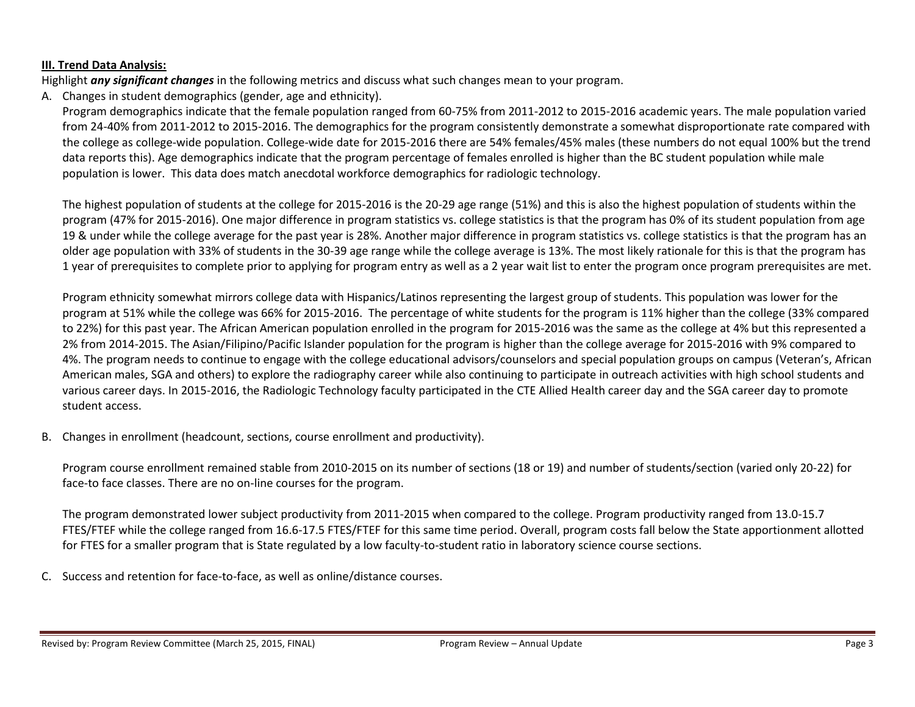**III. Trend Data Analysis:**

Highlight ***any significant changes*** in the following metrics and discuss what such changes mean to your program.

A. Changes in student demographics (gender, age and ethnicity).

   Program demographics indicate that the female population ranged from 60-75% from 2011-2012 to 2015-2016 academic years. The male population varied from 24-40% from 2011-2012 to 2015-2016. The demographics for the program consistently demonstrate a somewhat disproportionate rate compared with the college as college-wide population. College-wide date for 2015-2016 there are 54% females/45% males (these numbers do not equal 100% but the trend data reports this). Age demographics indicate that the program percentage of females enrolled is higher than the BC student population while male population is lower. This data does match anecdotal workforce demographics for radiologic technology.

   The highest population of students at the college for 2015-2016 is the 20-29 age range (51%) and this is also the highest population of students within the program (47% for 2015-2016). One major difference in program statistics vs. college statistics is that the program has 0% of its student population from age 19 & under while the college average for the past year is 28%. Another major difference in program statistics vs. college statistics is that the program has an older age population with 33% of students in the 30-39 age range while the college average is 13%. The most likely rationale for this is that the program has 1 year of prerequisites to complete prior to applying for program entry as well as a 2 year wait list to enter the program once program prerequisites are met.

   Program ethnicity somewhat mirrors college data with Hispanics/Latinos representing the largest group of students. This population was lower for the program at 51% while the college was 66% for 2015-2016. The percentage of white students for the program is 11% higher than the college (33% compared to 22%) for this past year. The African American population enrolled in the program for 2015-2016 was the same as the college at 4% but this represented a 2% from 2014-2015. The Asian/Filipino/Pacific Islander population for the program is higher than the college average for 2015-2016 with 9% compared to 4%. The program needs to continue to engage with the college educational advisors/counselors and special population groups on campus (Veteran's, African American males, SGA and others) to explore the radiography career while also continuing to participate in outreach activities with high school students and various career days. In 2015-2016, the Radiologic Technology faculty participated in the CTE Allied Health career day and the SGA career day to promote student access.

B. Changes in enrollment (headcount, sections, course enrollment and productivity).

   Program course enrollment remained stable from 2010-2015 on its number of sections (18 or 19) and number of students/section (varied only 20-22) for face-to face classes. There are no on-line courses for the program.

   The program demonstrated lower subject productivity from 2011-2015 when compared to the college. Program productivity ranged from 13.0-15.7 FTES/FTEF while the college ranged from 16.6-17.5 FTES/FTEF for this same time period. Overall, program costs fall below the State apportionment allotted for FTES for a smaller program that is State regulated by a low faculty-to-student ratio in laboratory science course sections.

C. Success and retention for face-to-face, as well as online/distance courses.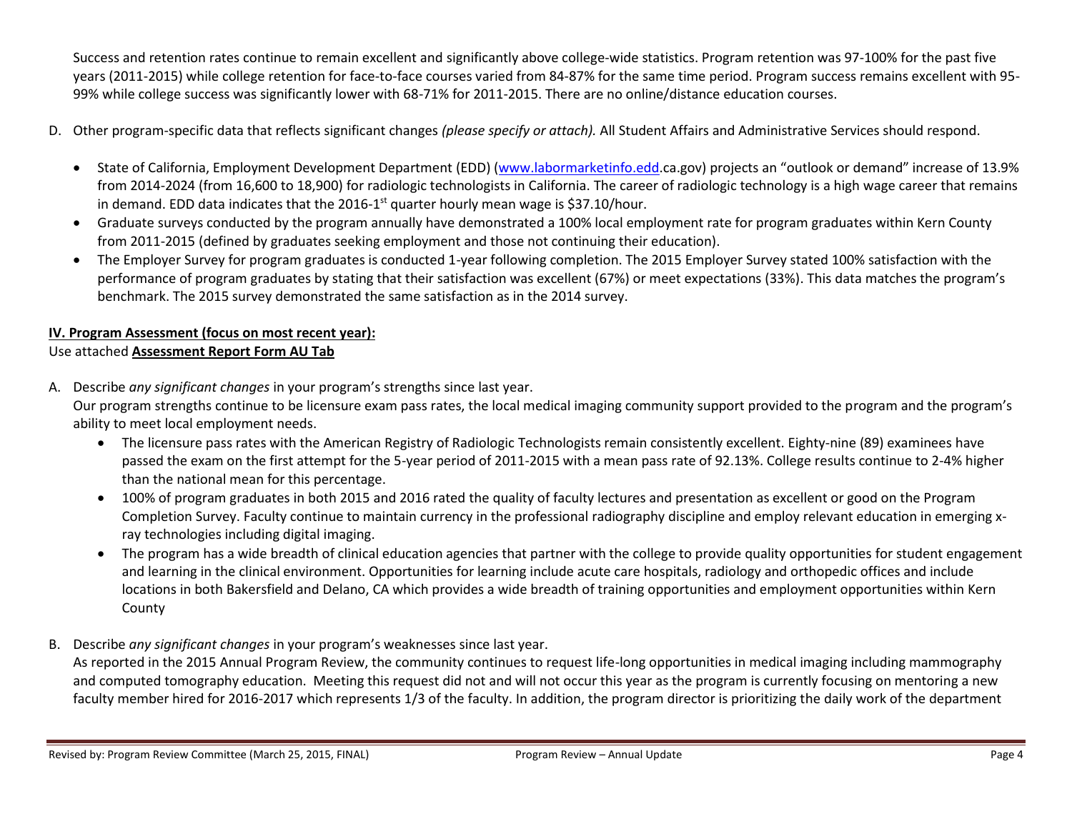Success and retention rates continue to remain excellent and significantly above college-wide statistics. Program retention was 97-100% for the past five years (2011-2015) while college retention for face-to-face courses varied from 84-87% for the same time period. Program success remains excellent with 95-99% while college success was significantly lower with 68-71% for 2011-2015. There are no online/distance education courses.

D. Other program-specific data that reflects significant changes *(please specify or attach).* All Student Affairs and Administrative Services should respond.

- State of California, Employment Development Department (EDD) (www.labormarketinfo.edd.ca.gov) projects an "outlook or demand" increase of 13.9% from 2014-2024 (from 16,600 to 18,900) for radiologic technologists in California. The career of radiologic technology is a high wage career that remains in demand. EDD data indicates that the 2016-1st quarter hourly mean wage is $37.10/hour.
- Graduate surveys conducted by the program annually have demonstrated a 100% local employment rate for program graduates within Kern County from 2011-2015 (defined by graduates seeking employment and those not continuing their education).
- The Employer Survey for program graduates is conducted 1-year following completion. The 2015 Employer Survey stated 100% satisfaction with the performance of program graduates by stating that their satisfaction was excellent (67%) or meet expectations (33%). This data matches the program's benchmark. The 2015 survey demonstrated the same satisfaction as in the 2014 survey.

**IV. Program Assessment (focus on most recent year):**

Use attached **Assessment Report Form AU Tab**

A. Describe *any significant changes* in your program's strengths since last year.

Our program strengths continue to be licensure exam pass rates, the local medical imaging community support provided to the program and the program's ability to meet local employment needs.

- The licensure pass rates with the American Registry of Radiologic Technologists remain consistently excellent. Eighty-nine (89) examinees have passed the exam on the first attempt for the 5-year period of 2011-2015 with a mean pass rate of 92.13%. College results continue to 2-4% higher than the national mean for this percentage.
- 100% of program graduates in both 2015 and 2016 rated the quality of faculty lectures and presentation as excellent or good on the Program Completion Survey. Faculty continue to maintain currency in the professional radiography discipline and employ relevant education in emerging x-ray technologies including digital imaging.
- The program has a wide breadth of clinical education agencies that partner with the college to provide quality opportunities for student engagement and learning in the clinical environment. Opportunities for learning include acute care hospitals, radiology and orthopedic offices and include locations in both Bakersfield and Delano, CA which provides a wide breadth of training opportunities and employment opportunities within Kern County

B. Describe *any significant changes* in your program's weaknesses since last year.

As reported in the 2015 Annual Program Review, the community continues to request life-long opportunities in medical imaging including mammography and computed tomography education. Meeting this request did not and will not occur this year as the program is currently focusing on mentoring a new faculty member hired for 2016-2017 which represents 1/3 of the faculty. In addition, the program director is prioritizing the daily work of the department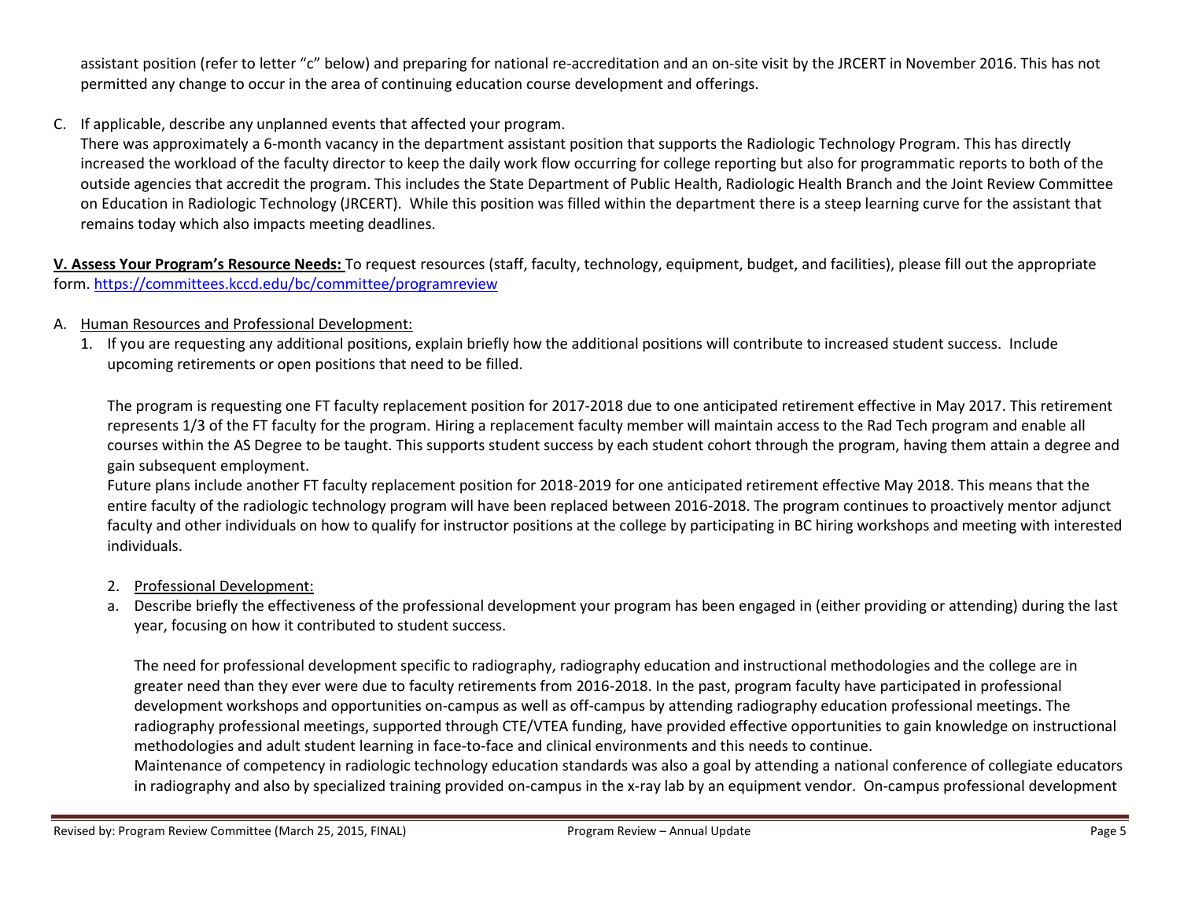assistant position (refer to letter "c" below) and preparing for national re-accreditation and an on-site visit by the JRCERT in November 2016. This has not permitted any change to occur in the area of continuing education course development and offerings.

C. If applicable, describe any unplanned events that affected your program.
   There was approximately a 6-month vacancy in the department assistant position that supports the Radiologic Technology Program. This has directly increased the workload of the faculty director to keep the daily work flow occurring for college reporting but also for programmatic reports to both of the outside agencies that accredit the program. This includes the State Department of Public Health, Radiologic Health Branch and the Joint Review Committee on Education in Radiologic Technology (JRCERT). While this position was filled within the department there is a steep learning curve for the assistant that remains today which also impacts meeting deadlines.

**V. Assess Your Program's Resource Needs:** To request resources (staff, faculty, technology, equipment, budget, and facilities), please fill out the appropriate form. https://committees.kccd.edu/bc/committee/programreview

A. Human Resources and Professional Development:
   1. If you are requesting any additional positions, explain briefly how the additional positions will contribute to increased student success. Include upcoming retirements or open positions that need to be filled.

      The program is requesting one FT faculty replacement position for 2017-2018 due to one anticipated retirement effective in May 2017. This retirement represents 1/3 of the FT faculty for the program. Hiring a replacement faculty member will maintain access to the Rad Tech program and enable all courses within the AS Degree to be taught. This supports student success by each student cohort through the program, having them attain a degree and gain subsequent employment.
      Future plans include another FT faculty replacement position for 2018-2019 for one anticipated retirement effective May 2018. This means that the entire faculty of the radiologic technology program will have been replaced between 2016-2018. The program continues to proactively mentor adjunct faculty and other individuals on how to qualify for instructor positions at the college by participating in BC hiring workshops and meeting with interested individuals.

   2. Professional Development:
   a. Describe briefly the effectiveness of the professional development your program has been engaged in (either providing or attending) during the last year, focusing on how it contributed to student success.

      The need for professional development specific to radiography, radiography education and instructional methodologies and the college are in greater need than they ever were due to faculty retirements from 2016-2018. In the past, program faculty have participated in professional development workshops and opportunities on-campus as well as off-campus by attending radiography education professional meetings. The radiography professional meetings, supported through CTE/VTEA funding, have provided effective opportunities to gain knowledge on instructional methodologies and adult student learning in face-to-face and clinical environments and this needs to continue.
      Maintenance of competency in radiologic technology education standards was also a goal by attending a national conference of collegiate educators in radiography and also by specialized training provided on-campus in the x-ray lab by an equipment vendor. On-campus professional development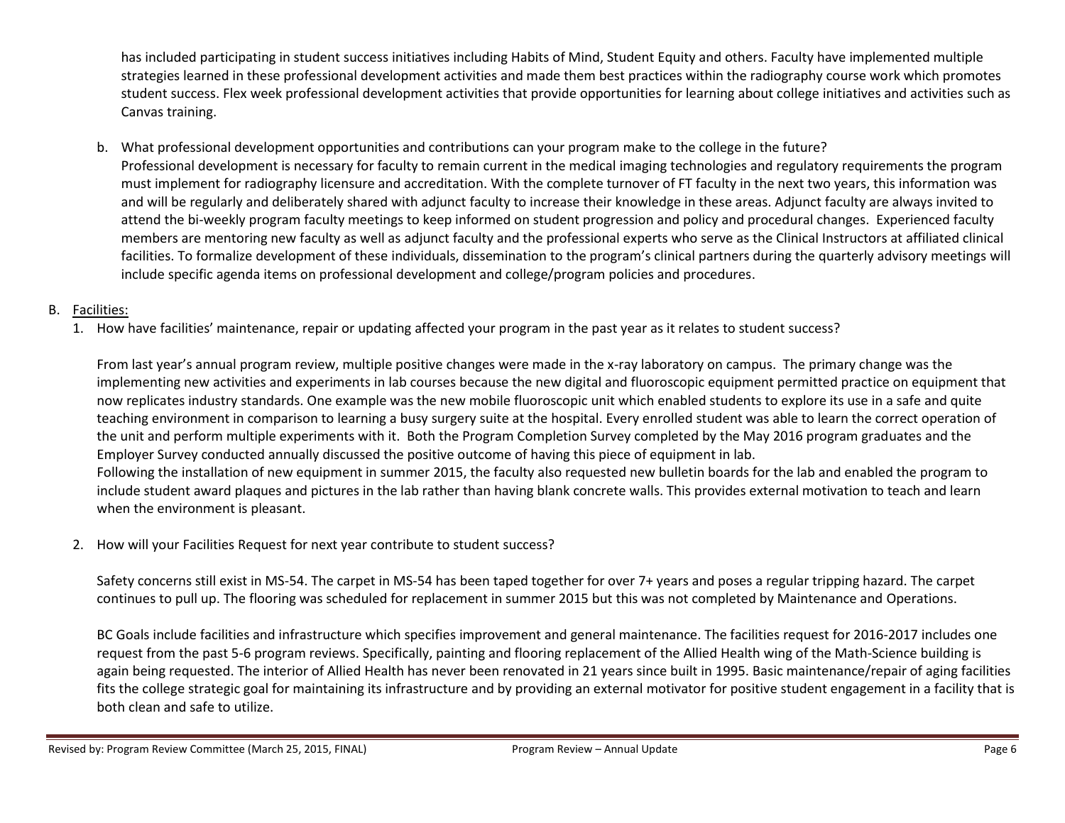has included participating in student success initiatives including Habits of Mind, Student Equity and others. Faculty have implemented multiple strategies learned in these professional development activities and made them best practices within the radiography course work which promotes student success. Flex week professional development activities that provide opportunities for learning about college initiatives and activities such as Canvas training.

b. What professional development opportunities and contributions can your program make to the college in the future?
Professional development is necessary for faculty to remain current in the medical imaging technologies and regulatory requirements the program must implement for radiography licensure and accreditation. With the complete turnover of FT faculty in the next two years, this information was and will be regularly and deliberately shared with adjunct faculty to increase their knowledge in these areas. Adjunct faculty are always invited to attend the bi-weekly program faculty meetings to keep informed on student progression and policy and procedural changes. Experienced faculty members are mentoring new faculty as well as adjunct faculty and the professional experts who serve as the Clinical Instructors at affiliated clinical facilities. To formalize development of these individuals, dissemination to the program's clinical partners during the quarterly advisory meetings will include specific agenda items on professional development and college/program policies and procedures.

## B. Facilities:

1. How have facilities' maintenance, repair or updating affected your program in the past year as it relates to student success?

From last year's annual program review, multiple positive changes were made in the x-ray laboratory on campus. The primary change was the implementing new activities and experiments in lab courses because the new digital and fluoroscopic equipment permitted practice on equipment that now replicates industry standards. One example was the new mobile fluoroscopic unit which enabled students to explore its use in a safe and quite teaching environment in comparison to learning a busy surgery suite at the hospital. Every enrolled student was able to learn the correct operation of the unit and perform multiple experiments with it. Both the Program Completion Survey completed by the May 2016 program graduates and the Employer Survey conducted annually discussed the positive outcome of having this piece of equipment in lab.
Following the installation of new equipment in summer 2015, the faculty also requested new bulletin boards for the lab and enabled the program to include student award plaques and pictures in the lab rather than having blank concrete walls. This provides external motivation to teach and learn when the environment is pleasant.

2. How will your Facilities Request for next year contribute to student success?

Safety concerns still exist in MS-54. The carpet in MS-54 has been taped together for over 7+ years and poses a regular tripping hazard. The carpet continues to pull up. The flooring was scheduled for replacement in summer 2015 but this was not completed by Maintenance and Operations.

BC Goals include facilities and infrastructure which specifies improvement and general maintenance. The facilities request for 2016-2017 includes one request from the past 5-6 program reviews. Specifically, painting and flooring replacement of the Allied Health wing of the Math-Science building is again being requested. The interior of Allied Health has never been renovated in 21 years since built in 1995. Basic maintenance/repair of aging facilities fits the college strategic goal for maintaining its infrastructure and by providing an external motivator for positive student engagement in a facility that is both clean and safe to utilize.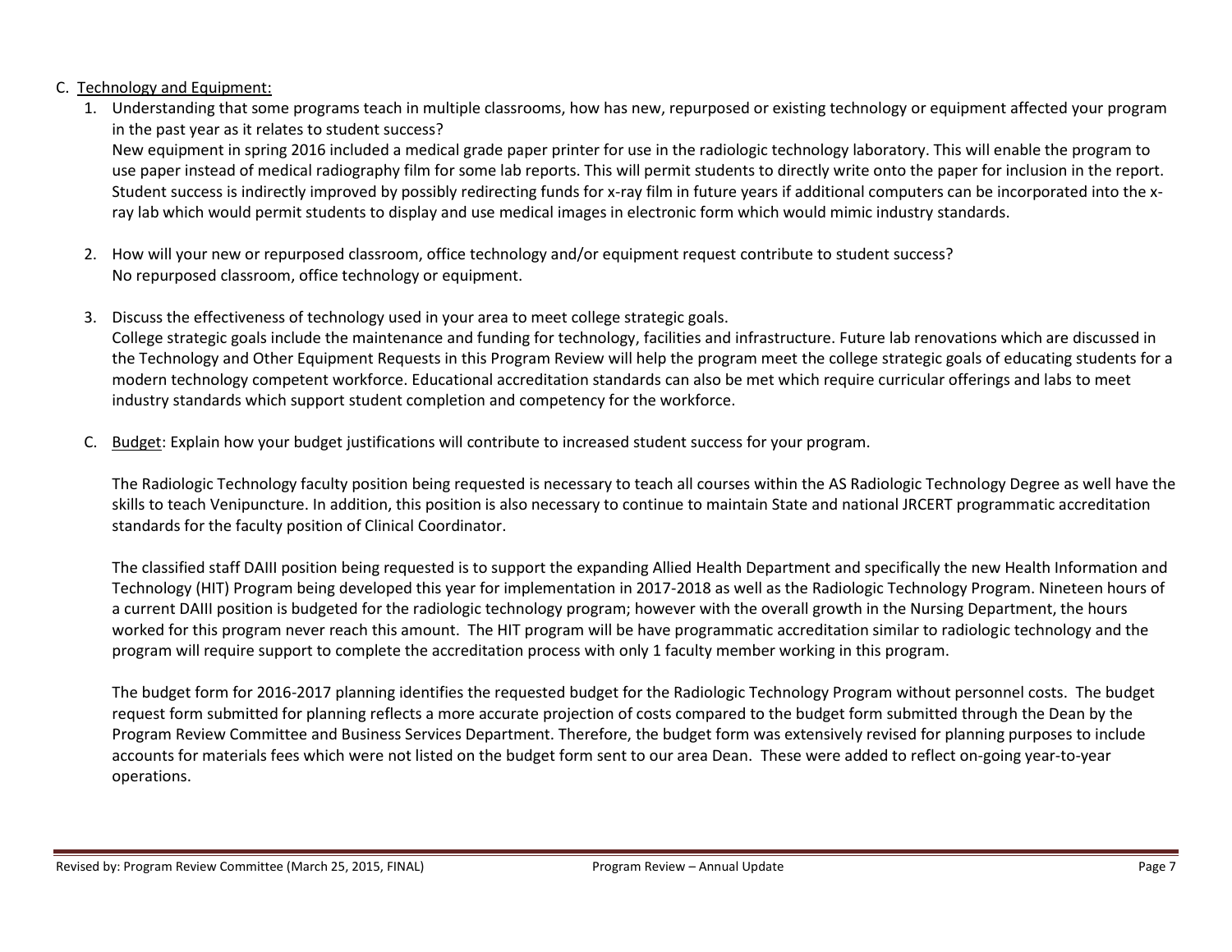C. Technology and Equipment:

1. Understanding that some programs teach in multiple classrooms, how has new, repurposed or existing technology or equipment affected your program in the past year as it relates to student success?

   New equipment in spring 2016 included a medical grade paper printer for use in the radiologic technology laboratory. This will enable the program to use paper instead of medical radiography film for some lab reports. This will permit students to directly write onto the paper for inclusion in the report. Student success is indirectly improved by possibly redirecting funds for x-ray film in future years if additional computers can be incorporated into the x-ray lab which would permit students to display and use medical images in electronic form which would mimic industry standards.

2. How will your new or repurposed classroom, office technology and/or equipment request contribute to student success?

   No repurposed classroom, office technology or equipment.

3. Discuss the effectiveness of technology used in your area to meet college strategic goals.

   College strategic goals include the maintenance and funding for technology, facilities and infrastructure. Future lab renovations which are discussed in the Technology and Other Equipment Requests in this Program Review will help the program meet the college strategic goals of educating students for a modern technology competent workforce. Educational accreditation standards can also be met which require curricular offerings and labs to meet industry standards which support student completion and competency for the workforce.

C. Budget: Explain how your budget justifications will contribute to increased student success for your program.

The Radiologic Technology faculty position being requested is necessary to teach all courses within the AS Radiologic Technology Degree as well have the skills to teach Venipuncture. In addition, this position is also necessary to continue to maintain State and national JRCERT programmatic accreditation standards for the faculty position of Clinical Coordinator.

The classified staff DAIII position being requested is to support the expanding Allied Health Department and specifically the new Health Information and Technology (HIT) Program being developed this year for implementation in 2017-2018 as well as the Radiologic Technology Program. Nineteen hours of a current DAIII position is budgeted for the radiologic technology program; however with the overall growth in the Nursing Department, the hours worked for this program never reach this amount. The HIT program will be have programmatic accreditation similar to radiologic technology and the program will require support to complete the accreditation process with only 1 faculty member working in this program.

The budget form for 2016-2017 planning identifies the requested budget for the Radiologic Technology Program without personnel costs. The budget request form submitted for planning reflects a more accurate projection of costs compared to the budget form submitted through the Dean by the Program Review Committee and Business Services Department. Therefore, the budget form was extensively revised for planning purposes to include accounts for materials fees which were not listed on the budget form sent to our area Dean. These were added to reflect on-going year-to-year operations.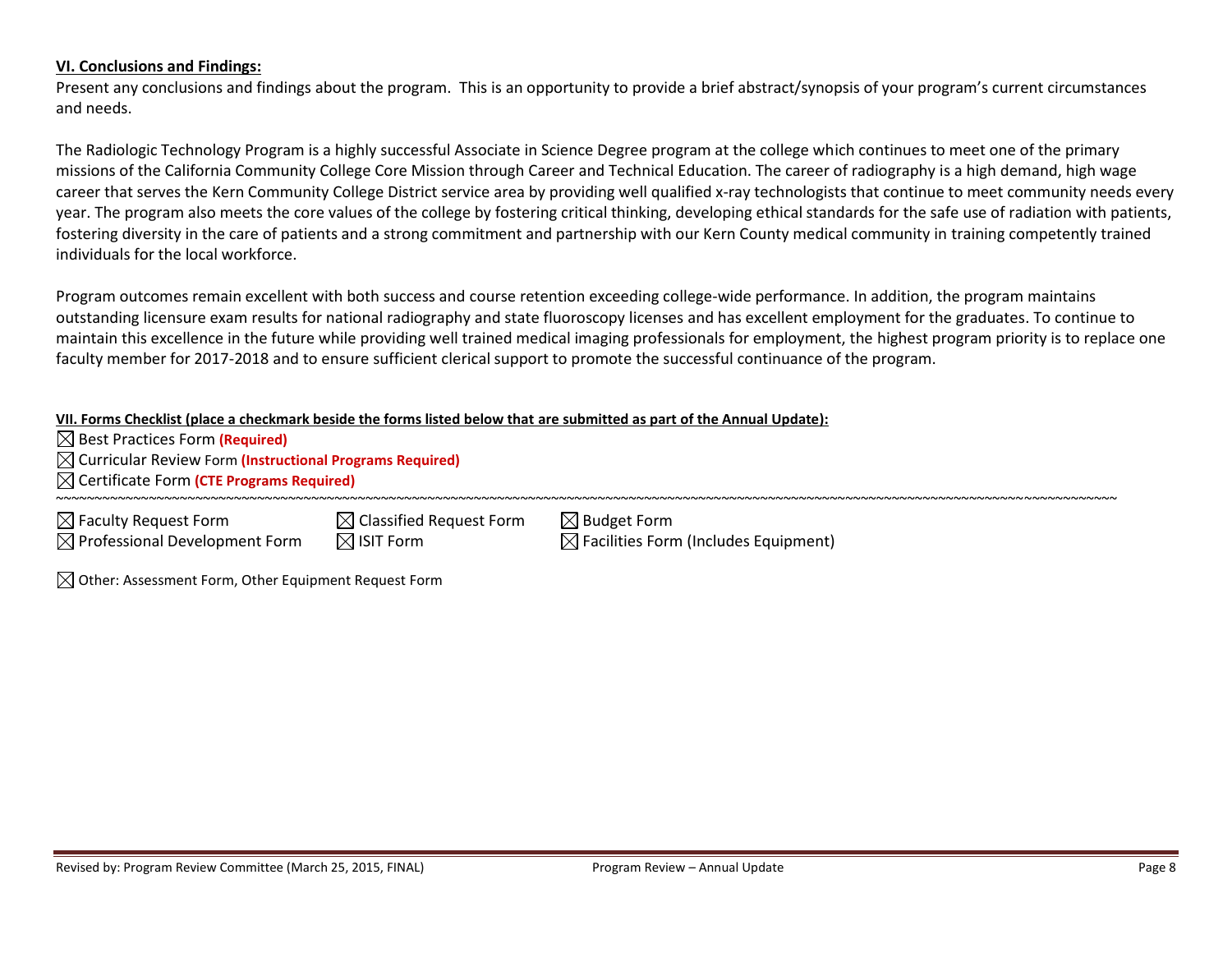**VI. Conclusions and Findings:**

Present any conclusions and findings about the program. This is an opportunity to provide a brief abstract/synopsis of your program's current circumstances and needs.

The Radiologic Technology Program is a highly successful Associate in Science Degree program at the college which continues to meet one of the primary missions of the California Community College Core Mission through Career and Technical Education. The career of radiography is a high demand, high wage career that serves the Kern Community College District service area by providing well qualified x-ray technologists that continue to meet community needs every year. The program also meets the core values of the college by fostering critical thinking, developing ethical standards for the safe use of radiation with patients, fostering diversity in the care of patients and a strong commitment and partnership with our Kern County medical community in training competently trained individuals for the local workforce.

Program outcomes remain excellent with both success and course retention exceeding college-wide performance. In addition, the program maintains outstanding licensure exam results for national radiography and state fluoroscopy licenses and has excellent employment for the graduates. To continue to maintain this excellence in the future while providing well trained medical imaging professionals for employment, the highest program priority is to replace one faculty member for 2017-2018 and to ensure sufficient clerical support to promote the successful continuance of the program.

**VII. Forms Checklist (place a checkmark beside the forms listed below that are submitted as part of the Annual Update):**

☒ Best Practices Form **(Required)**
☒ Curricular Review Form **(Instructional Programs Required)**
☒ Certificate Form **(CTE Programs Required)**

~~~~~~~~~~~~~~~~~~~~~~~~~~~~~~~~~~~~~~~~~~~~~~~~~~~~~~~~~~~~~~~~~~~~~~~~~~~~~~~~~~~~

☒ Faculty Request Form ☒ Classified Request Form ☒ Budget Form
☒ Professional Development Form ☒ ISIT Form ☒ Facilities Form (Includes Equipment)

☒ Other: Assessment Form, Other Equipment Request Form